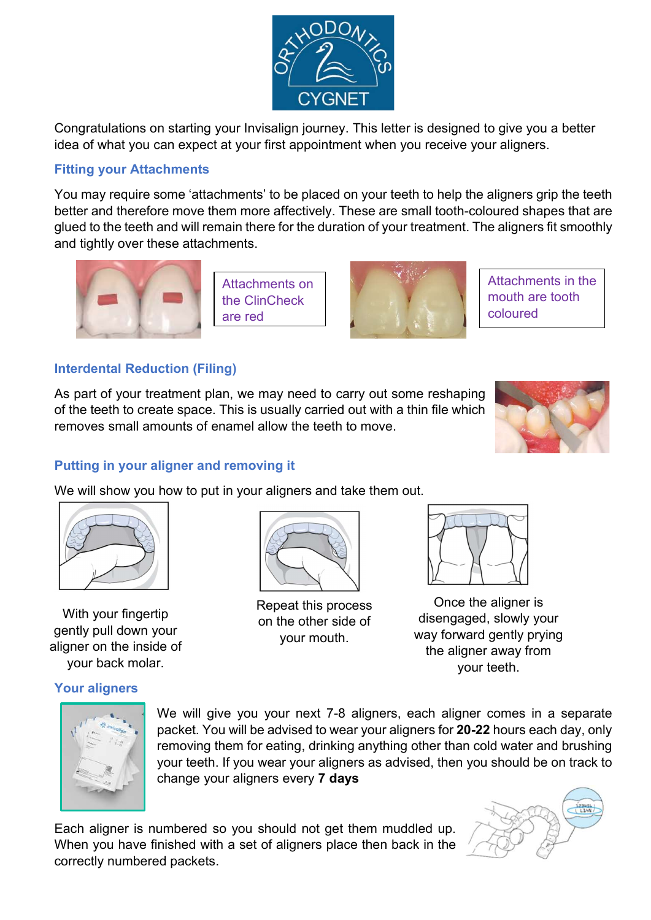ORTHODONTICS CYGNET

Congratulations on starting your Invisalign journey. This letter is designed to give you a better idea of what you can expect at your first appointment when you receive your aligners.

### Fitting your Attachments

You may require some 'attachments' to be placed on your teeth to help the aligners grip the teeth better and therefore move them more affectively. These are small tooth-coloured shapes that are glued to the teeth and will remain there for the duration of your treatment. The aligners fit smoothly and tightly over these attachments.

Attachments on the ClinCheck are red

Attachments in the mouth are tooth coloured

### Interdental Reduction (Filing)

As part of your treatment plan, we may need to carry out some reshaping of the teeth to create space. This is usually carried out with a thin file which removes small amounts of enamel allow the teeth to move.

### Putting in your aligner and removing it

We will show you how to put in your aligners and take them out.

With your fingertip gently pull down your aligner on the inside of your back molar.

Repeat this process on the other side of your mouth.

Once the aligner is disengaged, slowly your way forward gently prying the aligner away from your teeth.

### Your aligners

We will give you your next 7-8 aligners, each aligner comes in a separate packet. You will be advised to wear your aligners for **20-22** hours each day, only removing them for eating, drinking anything other than cold water and brushing your teeth. If you wear your aligners as advised, then you should be on track to change your aligners every **7 days**

Each aligner is numbered so you should not get them muddled up. When you have finished with a set of aligners place then back in the correctly numbered packets.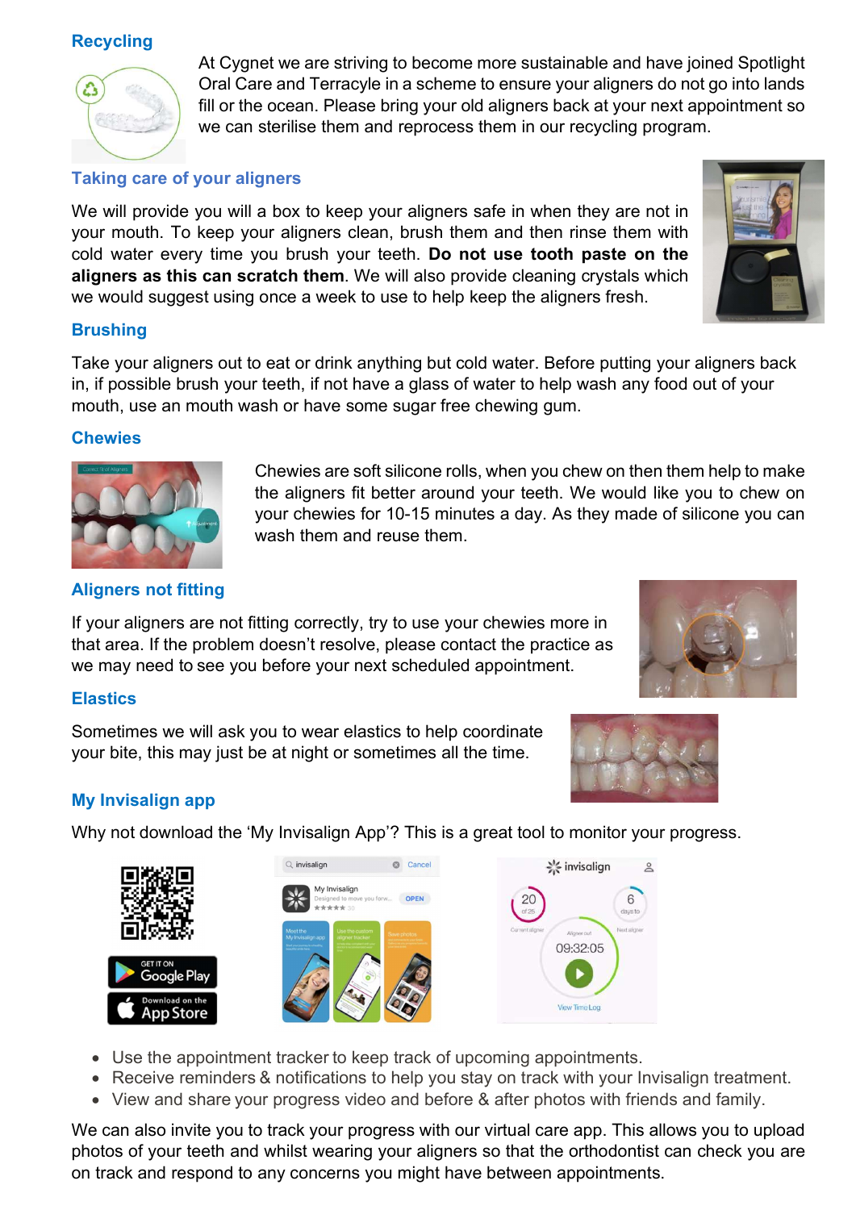## Recycling

At Cygnet we are striving to become more sustainable and have joined Spotlight Oral Care and Terracyle in a scheme to ensure your aligners do not go into lands fill or the ocean. Please bring your old aligners back at your next appointment so we can sterilise them and reprocess them in our recycling program.

## Taking care of your aligners

We will provide you will a box to keep your aligners safe in when they are not in your mouth. To keep your aligners clean, brush them and then rinse them with cold water every time you brush your teeth. **Do not use tooth paste on the aligners as this can scratch them**. We will also provide cleaning crystals which we would suggest using once a week to use to help keep the aligners fresh.

## Brushing

Take your aligners out to eat or drink anything but cold water. Before putting your aligners back in, if possible brush your teeth, if not have a glass of water to help wash any food out of your mouth, use an mouth wash or have some sugar free chewing gum.

## Chewies

Chewies are soft silicone rolls, when you chew on then them help to make the aligners fit better around your teeth. We would like you to chew on your chewies for 10-15 minutes a day. As they made of silicone you can wash them and reuse them.

## Aligners not fitting

If your aligners are not fitting correctly, try to use your chewies more in that area. If the problem doesn't resolve, please contact the practice as we may need to see you before your next scheduled appointment.

## Elastics

Sometimes we will ask you to wear elastics to help coordinate your bite, this may just be at night or sometimes all the time.

## My Invisalign app

Why not download the 'My Invisalign App'? This is a great tool to monitor your progress.

- Use the appointment tracker to keep track of upcoming appointments.
- Receive reminders & notifications to help you stay on track with your Invisalign treatment.
- View and share your progress video and before & after photos with friends and family.

We can also invite you to track your progress with our virtual care app. This allows you to upload photos of your teeth and whilst wearing your aligners so that the orthodontist can check you are on track and respond to any concerns you might have between appointments.